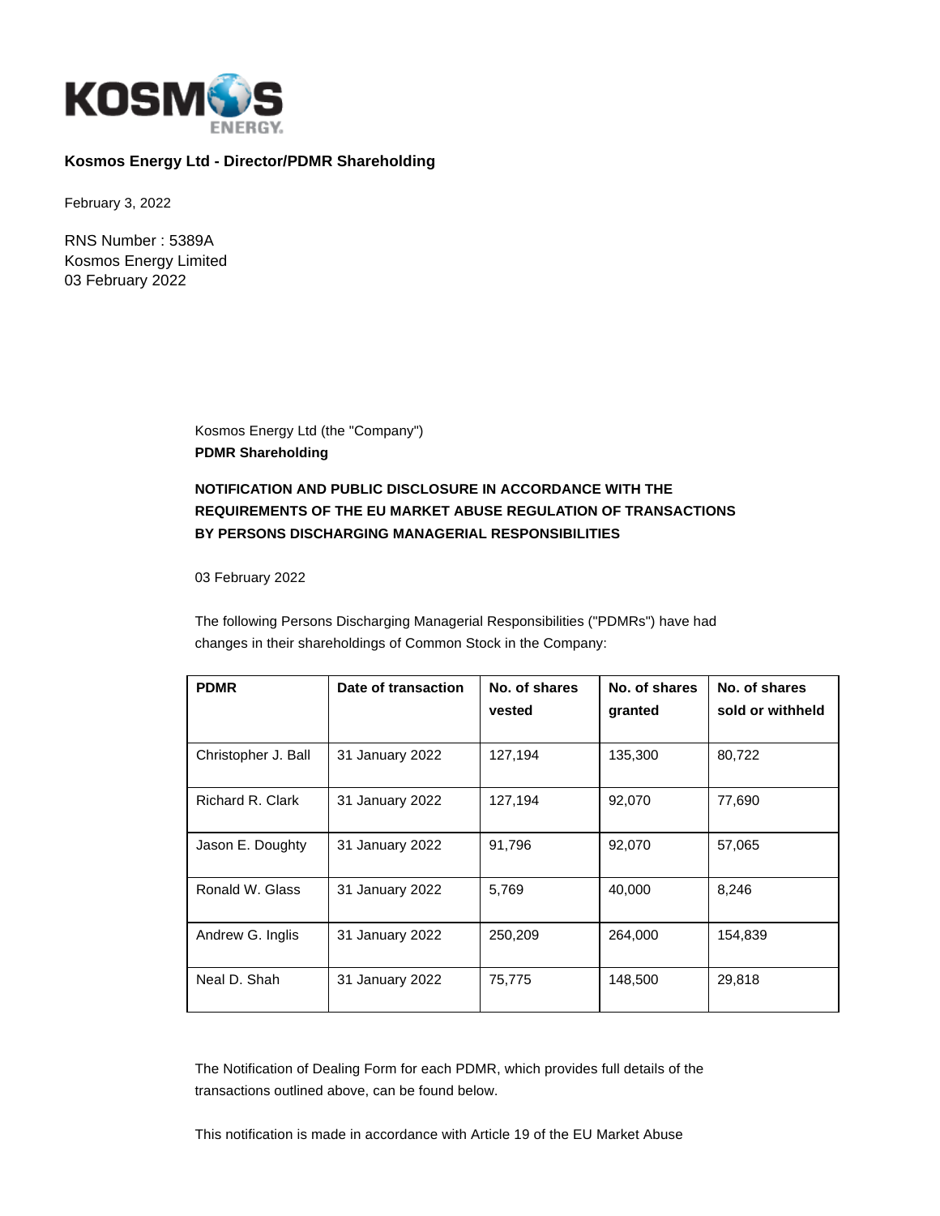**Kosmos Energy Ltd - Director/PDMR Shareholding**

February 3, 2022

RNS Number : 5389A
Kosmos Energy Limited
03 February 2022

Kosmos Energy Ltd (the "Company")
**PDMR Shareholding**

**NOTIFICATION AND PUBLIC DISCLOSURE IN ACCORDANCE WITH THE REQUIREMENTS OF THE EU MARKET ABUSE REGULATION OF TRANSACTIONS BY PERSONS DISCHARGING MANAGERIAL RESPONSIBILITIES**

03 February 2022

The following Persons Discharging Managerial Responsibilities ("PDMRs") have had changes in their shareholdings of Common Stock in the Company:

| PDMR | Date of transaction | No. of shares vested | No. of shares granted | No. of shares sold or withheld |
|---|---|---|---|---|
| Christopher J. Ball | 31 January 2022 | 127,194 | 135,300 | 80,722 |
| Richard R. Clark | 31 January 2022 | 127,194 | 92,070 | 77,690 |
| Jason E. Doughty | 31 January 2022 | 91,796 | 92,070 | 57,065 |
| Ronald W. Glass | 31 January 2022 | 5,769 | 40,000 | 8,246 |
| Andrew G. Inglis | 31 January 2022 | 250,209 | 264,000 | 154,839 |
| Neal D. Shah | 31 January 2022 | 75,775 | 148,500 | 29,818 |

The Notification of Dealing Form for each PDMR, which provides full details of the transactions outlined above, can be found below.

This notification is made in accordance with Article 19 of the EU Market Abuse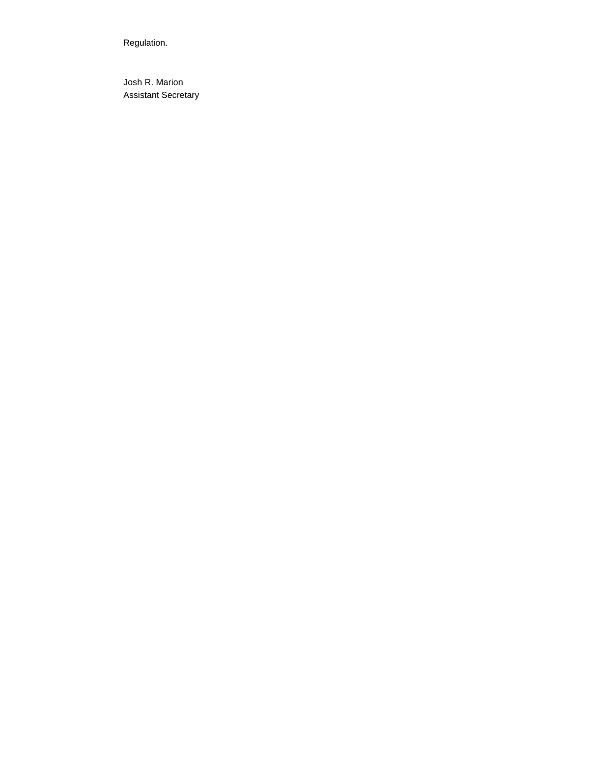Regulation.

Josh R. Marion
Assistant Secretary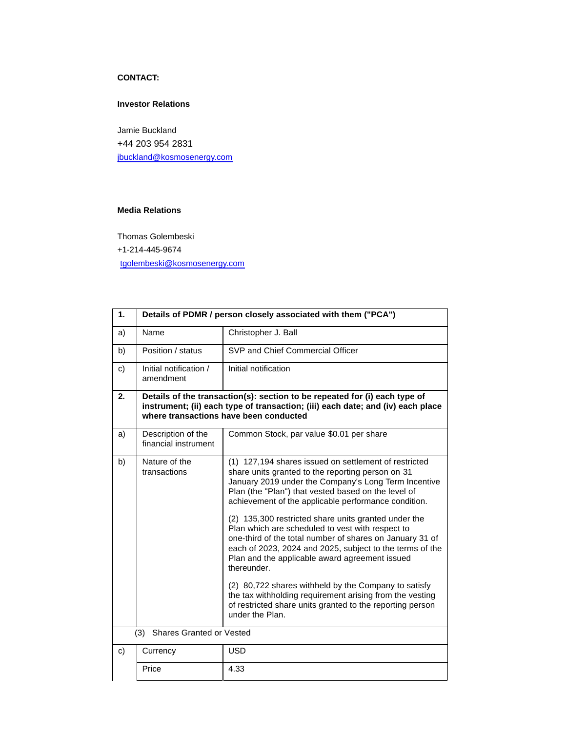**CONTACT:**

**Investor Relations**

Jamie Buckland
+44 203 954 2831
jbuckland@kosmosenergy.com

**Media Relations**

Thomas Golembeski
+1-214-445-9674
tgolembeski@kosmosenergy.com

| 1. | **Details of PDMR / person closely associated with them ("PCA")** | |
|---|---|---|
| a) | Name | Christopher J. Ball |
| b) | Position / status | SVP and Chief Commercial Officer |
| c) | Initial notification / amendment | Initial notification |
| **2.** | **Details of the transaction(s): section to be repeated for (i) each type of instrument; (ii) each type of transaction; (iii) each date; and (iv) each place where transactions have been conducted** | |
| a) | Description of the financial instrument | Common Stock, par value $0.01 per share |
| b) | Nature of the transactions | (1) 127,194 shares issued on settlement of restricted share units granted to the reporting person on 31 January 2019 under the Company's Long Term Incentive Plan (the "Plan") that vested based on the level of achievement of the applicable performance condition.<br><br>(2) 135,300 restricted share units granted under the Plan which are scheduled to vest with respect to one-third of the total number of shares on January 31 of each of 2023, 2024 and 2025, subject to the terms of the Plan and the applicable award agreement issued thereunder.<br><br>(2) 80,722 shares withheld by the Company to satisfy the tax withholding requirement arising from the vesting of restricted share units granted to the reporting person under the Plan. |
| | (3) Shares Granted or Vested | |
| c) | Currency | USD |
| | Price | 4.33 |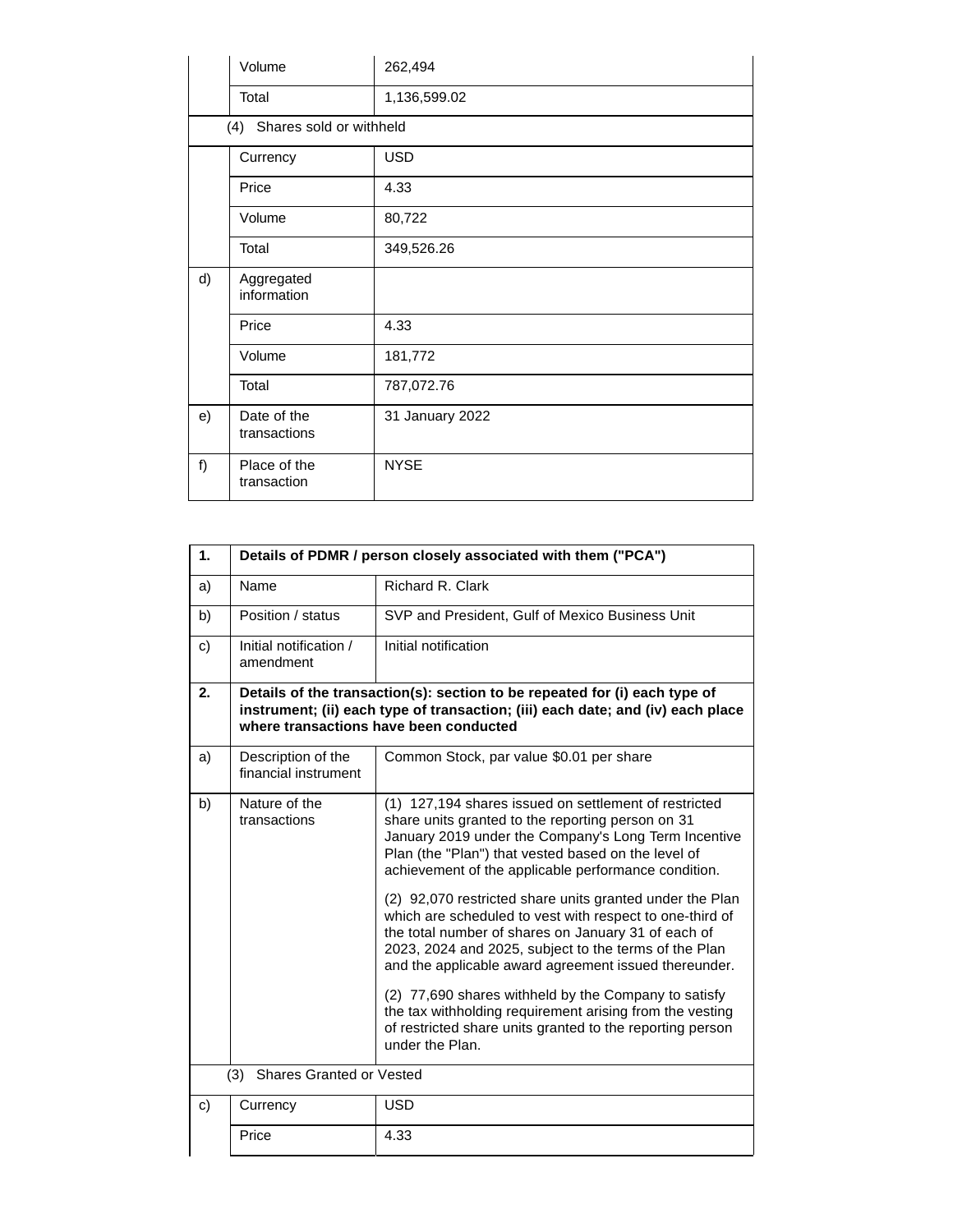| | | |
|---|---|---|
| | Volume | 262,494 |
| | Total | 1,136,599.02 |
| | (4) Shares sold or withheld | |
| | Currency | USD |
| | Price | 4.33 |
| | Volume | 80,722 |
| | Total | 349,526.26 |
| d) | Aggregated information | |
| | Price | 4.33 |
| | Volume | 181,772 |
| | Total | 787,072.76 |
| e) | Date of the transactions | 31 January 2022 |
| f) | Place of the transaction | NYSE |

| | | |
|---|---|---|
| **1.** | **Details of PDMR / person closely associated with them ("PCA")** | |
| a) | Name | Richard R. Clark |
| b) | Position / status | SVP and President, Gulf of Mexico Business Unit |
| c) | Initial notification / amendment | Initial notification |
| **2.** | **Details of the transaction(s): section to be repeated for (i) each type of instrument; (ii) each type of transaction; (iii) each date; and (iv) each place where transactions have been conducted** | |
| a) | Description of the financial instrument | Common Stock, par value $0.01 per share |
| b) | Nature of the transactions | (1) 127,194 shares issued on settlement of restricted share units granted to the reporting person on 31 January 2019 under the Company's Long Term Incentive Plan (the "Plan") that vested based on the level of achievement of the applicable performance condition.<br><br>(2) 92,070 restricted share units granted under the Plan which are scheduled to vest with respect to one-third of the total number of shares on January 31 of each of 2023, 2024 and 2025, subject to the terms of the Plan and the applicable award agreement issued thereunder.<br><br>(2) 77,690 shares withheld by the Company to satisfy the tax withholding requirement arising from the vesting of restricted share units granted to the reporting person under the Plan. |
| | (3) Shares Granted or Vested | |
| c) | Currency | USD |
| | Price | 4.33 |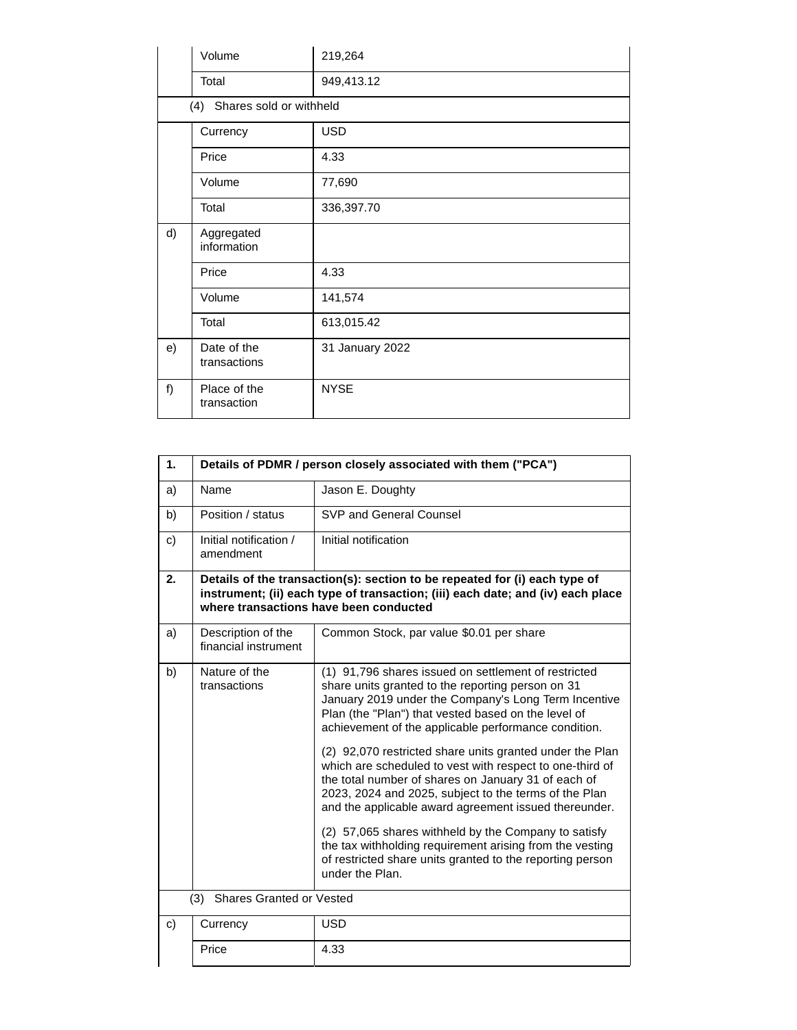| | | |
|---|---|---|
| | Volume | 219,264 |
| | Total | 949,413.12 |
| | (4) Shares sold or withheld | |
| | Currency | USD |
| | Price | 4.33 |
| | Volume | 77,690 |
| | Total | 336,397.70 |
| d) | Aggregated information | |
| | Price | 4.33 |
| | Volume | 141,574 |
| | Total | 613,015.42 |
| e) | Date of the transactions | 31 January 2022 |
| f) | Place of the transaction | NYSE |

| **1.** | **Details of PDMR / person closely associated with them ("PCA")** | |
|---|---|---|
| a) | Name | Jason E. Doughty |
| b) | Position / status | SVP and General Counsel |
| c) | Initial notification / amendment | Initial notification |
| **2.** | **Details of the transaction(s): section to be repeated for (i) each type of instrument; (ii) each type of transaction; (iii) each date; and (iv) each place where transactions have been conducted** | |
| a) | Description of the financial instrument | Common Stock, par value $0.01 per share |
| b) | Nature of the transactions | (1) 91,796 shares issued on settlement of restricted share units granted to the reporting person on 31 January 2019 under the Company's Long Term Incentive Plan (the "Plan") that vested based on the level of achievement of the applicable performance condition.<br><br>(2) 92,070 restricted share units granted under the Plan which are scheduled to vest with respect to one-third of the total number of shares on January 31 of each of 2023, 2024 and 2025, subject to the terms of the Plan and the applicable award agreement issued thereunder.<br><br>(2) 57,065 shares withheld by the Company to satisfy the tax withholding requirement arising from the vesting of restricted share units granted to the reporting person under the Plan. |
| | (3) Shares Granted or Vested | |
| c) | Currency | USD |
| | Price | 4.33 |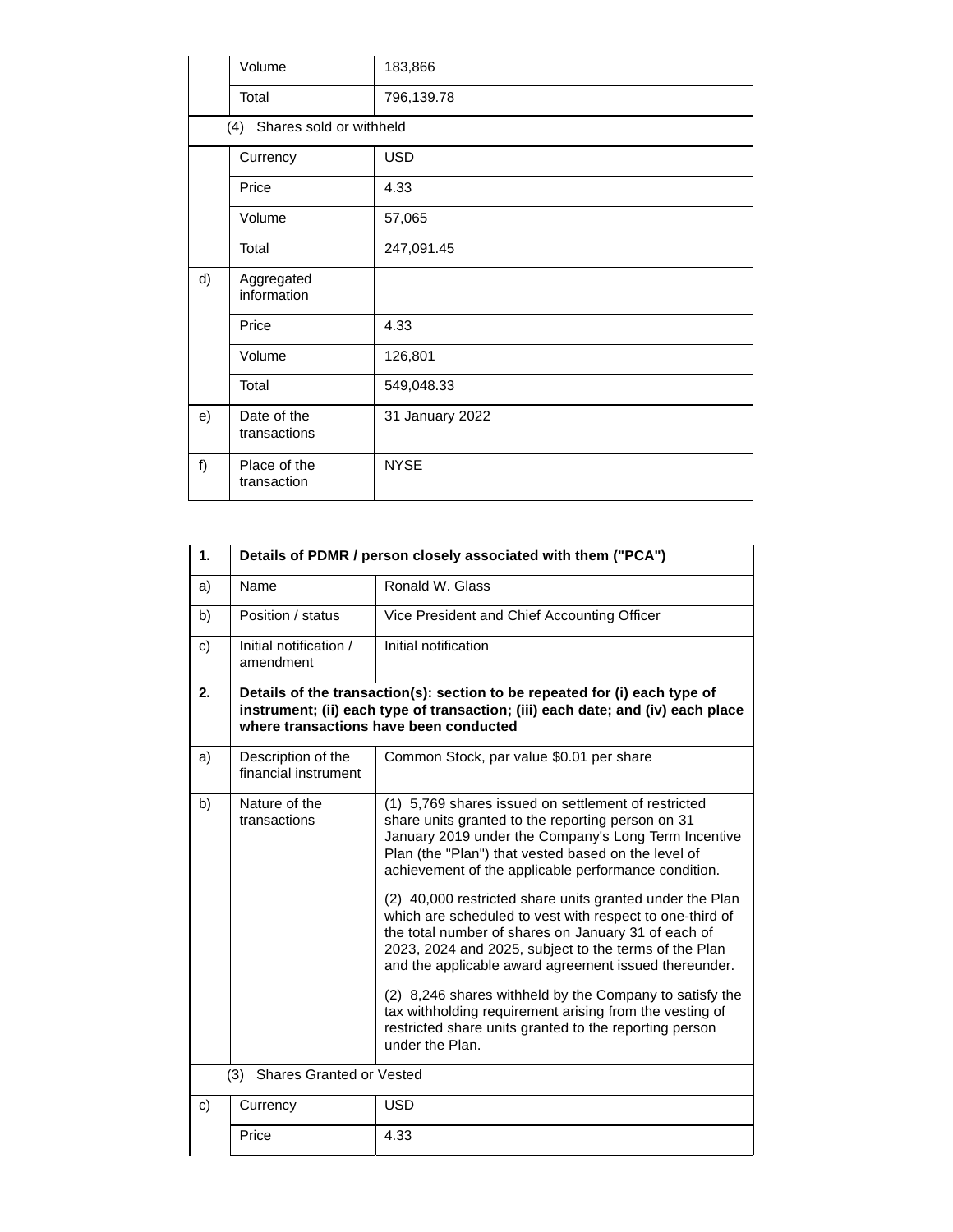| | | |
|---|---|---|
| | Volume | 183,866 |
| | Total | 796,139.78 |
| | (4) Shares sold or withheld | |
| | Currency | USD |
| | Price | 4.33 |
| | Volume | 57,065 |
| | Total | 247,091.45 |
| d) | Aggregated information | |
| | Price | 4.33 |
| | Volume | 126,801 |
| | Total | 549,048.33 |
| e) | Date of the transactions | 31 January 2022 |
| f) | Place of the transaction | NYSE |

| | | |
|---|---|---|
| **1.** | **Details of PDMR / person closely associated with them ("PCA")** | |
| a) | Name | Ronald W. Glass |
| b) | Position / status | Vice President and Chief Accounting Officer |
| c) | Initial notification / amendment | Initial notification |
| **2.** | **Details of the transaction(s): section to be repeated for (i) each type of instrument; (ii) each type of transaction; (iii) each date; and (iv) each place where transactions have been conducted** | |
| a) | Description of the financial instrument | Common Stock, par value $0.01 per share |
| b) | Nature of the transactions | (1) 5,769 shares issued on settlement of restricted share units granted to the reporting person on 31 January 2019 under the Company's Long Term Incentive Plan (the "Plan") that vested based on the level of achievement of the applicable performance condition.<br><br>(2) 40,000 restricted share units granted under the Plan which are scheduled to vest with respect to one-third of the total number of shares on January 31 of each of 2023, 2024 and 2025, subject to the terms of the Plan and the applicable award agreement issued thereunder.<br><br>(2) 8,246 shares withheld by the Company to satisfy the tax withholding requirement arising from the vesting of restricted share units granted to the reporting person under the Plan. |
| | (3) Shares Granted or Vested | |
| c) | Currency | USD |
| | Price | 4.33 |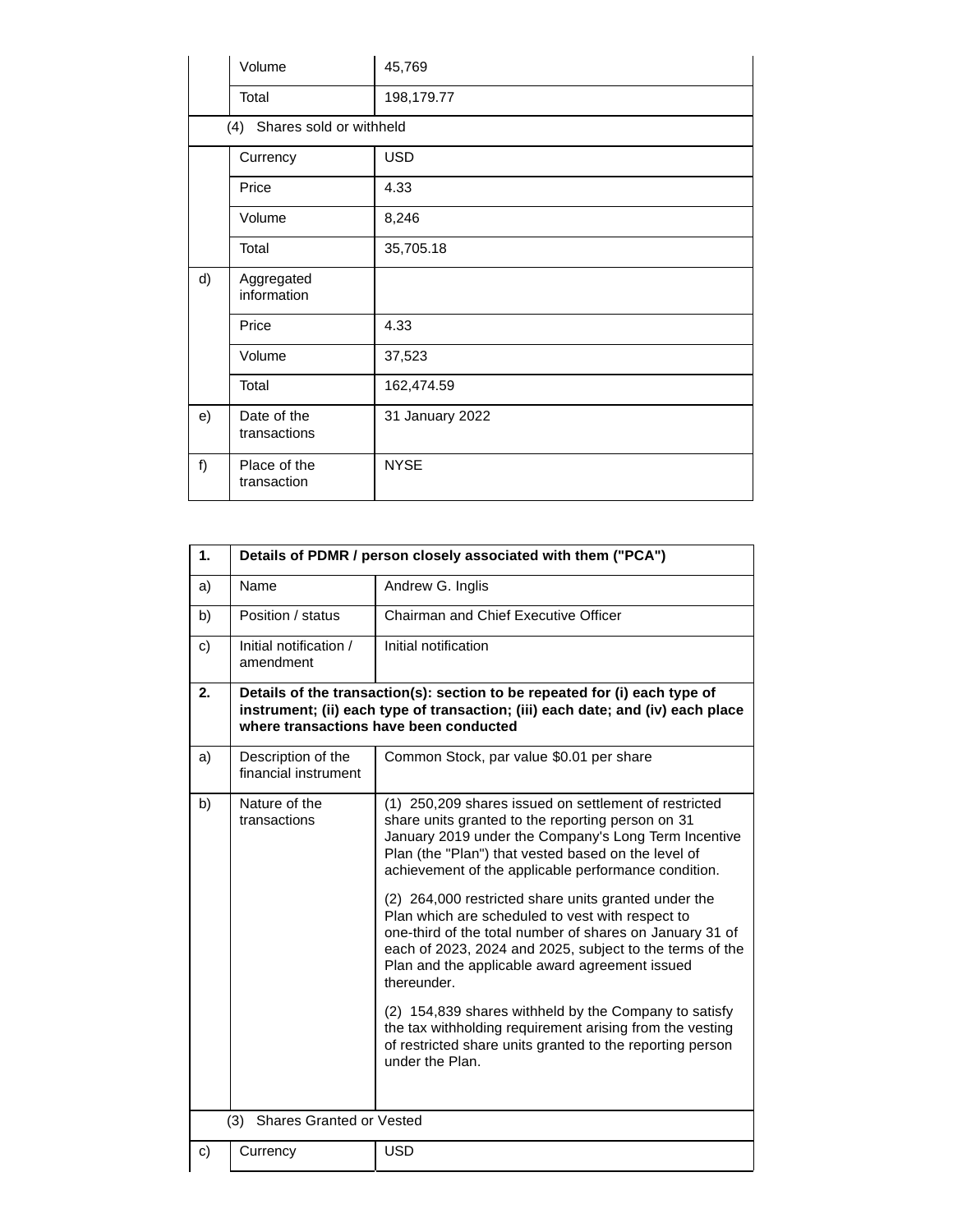| | | |
|---|---|---|
| | Volume | 45,769 |
| | Total | 198,179.77 |
| (4) Shares sold or withheld | | |
| | Currency | USD |
| | Price | 4.33 |
| | Volume | 8,246 |
| | Total | 35,705.18 |
| d) | Aggregated information | |
| | Price | 4.33 |
| | Volume | 37,523 |
| | Total | 162,474.59 |
| e) | Date of the transactions | 31 January 2022 |
| f) | Place of the transaction | NYSE |

| **1.** | **Details of PDMR / person closely associated with them ("PCA")** | |
|---|---|---|
| a) | Name | Andrew G. Inglis |
| b) | Position / status | Chairman and Chief Executive Officer |
| c) | Initial notification / amendment | Initial notification |
| **2.** | **Details of the transaction(s): section to be repeated for (i) each type of instrument; (ii) each type of transaction; (iii) each date; and (iv) each place where transactions have been conducted** | |
| a) | Description of the financial instrument | Common Stock, par value $0.01 per share |
| b) | Nature of the transactions | (1) 250,209 shares issued on settlement of restricted share units granted to the reporting person on 31 January 2019 under the Company's Long Term Incentive Plan (the "Plan") that vested based on the level of achievement of the applicable performance condition.<br><br>(2) 264,000 restricted share units granted under the Plan which are scheduled to vest with respect to one-third of the total number of shares on January 31 of each of 2023, 2024 and 2025, subject to the terms of the Plan and the applicable award agreement issued thereunder.<br><br>(2) 154,839 shares withheld by the Company to satisfy the tax withholding requirement arising from the vesting of restricted share units granted to the reporting person under the Plan. |
| (3) Shares Granted or Vested | | |
| c) | Currency | USD |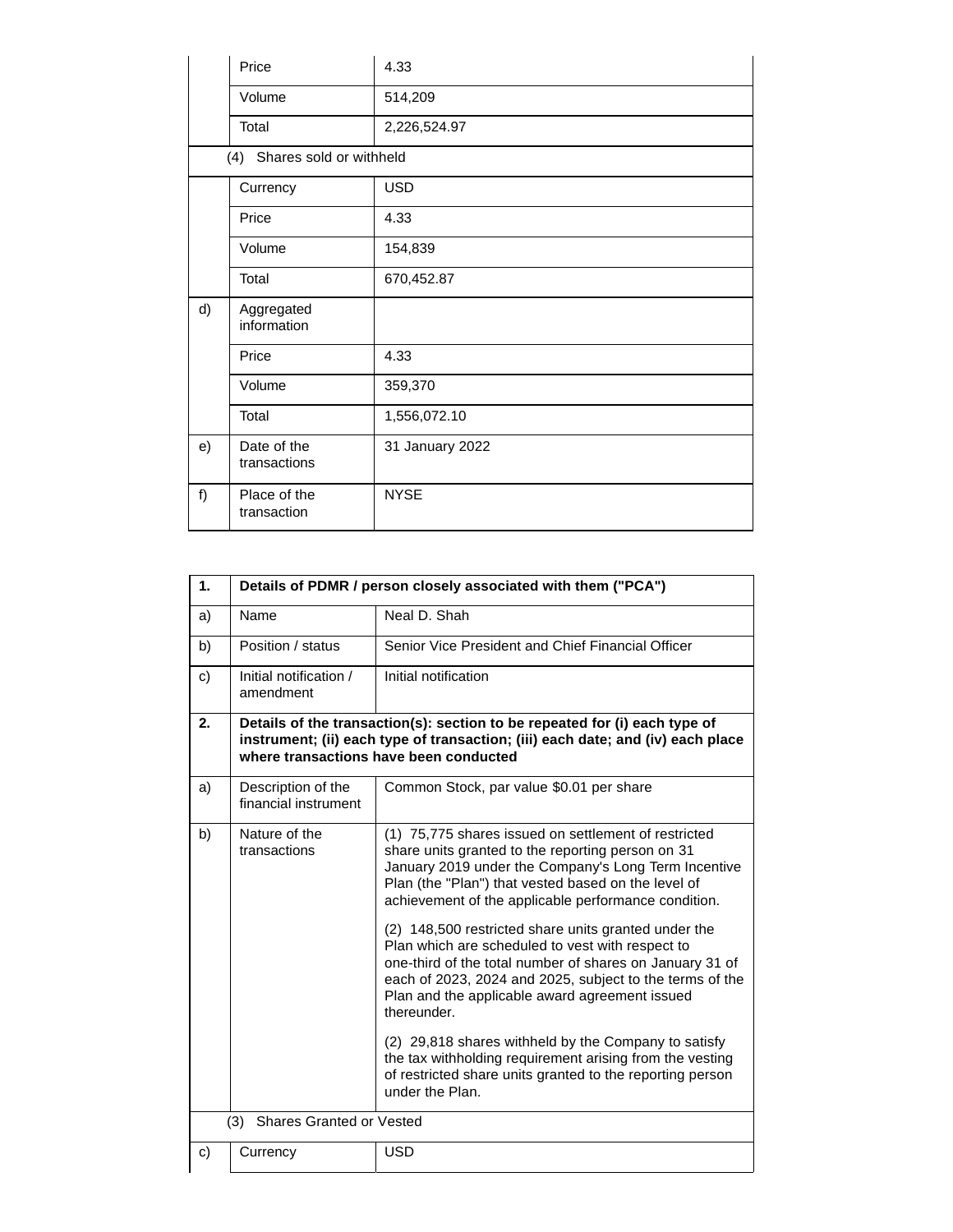| | | |
|---|---|---|
| | Price | 4.33 |
| | Volume | 514,209 |
| | Total | 2,226,524.97 |
| | (4) Shares sold or withheld | |
| | Currency | USD |
| | Price | 4.33 |
| | Volume | 154,839 |
| | Total | 670,452.87 |
| d) | Aggregated information | |
| | Price | 4.33 |
| | Volume | 359,370 |
| | Total | 1,556,072.10 |
| e) | Date of the transactions | 31 January 2022 |
| f) | Place of the transaction | NYSE |

| 1. | **Details of PDMR / person closely associated with them ("PCA")** | |
|---|---|---|
| a) | Name | Neal D. Shah |
| b) | Position / status | Senior Vice President and Chief Financial Officer |
| c) | Initial notification / amendment | Initial notification |
| **2.** | **Details of the transaction(s): section to be repeated for (i) each type of instrument; (ii) each type of transaction; (iii) each date; and (iv) each place where transactions have been conducted** | |
| a) | Description of the financial instrument | Common Stock, par value $0.01 per share |
| b) | Nature of the transactions | (1) 75,775 shares issued on settlement of restricted share units granted to the reporting person on 31 January 2019 under the Company's Long Term Incentive Plan (the "Plan") that vested based on the level of achievement of the applicable performance condition.<br><br>(2) 148,500 restricted share units granted under the Plan which are scheduled to vest with respect to one-third of the total number of shares on January 31 of each of 2023, 2024 and 2025, subject to the terms of the Plan and the applicable award agreement issued thereunder.<br><br>(2) 29,818 shares withheld by the Company to satisfy the tax withholding requirement arising from the vesting of restricted share units granted to the reporting person under the Plan. |
| | (3) Shares Granted or Vested | |
| c) | Currency | USD |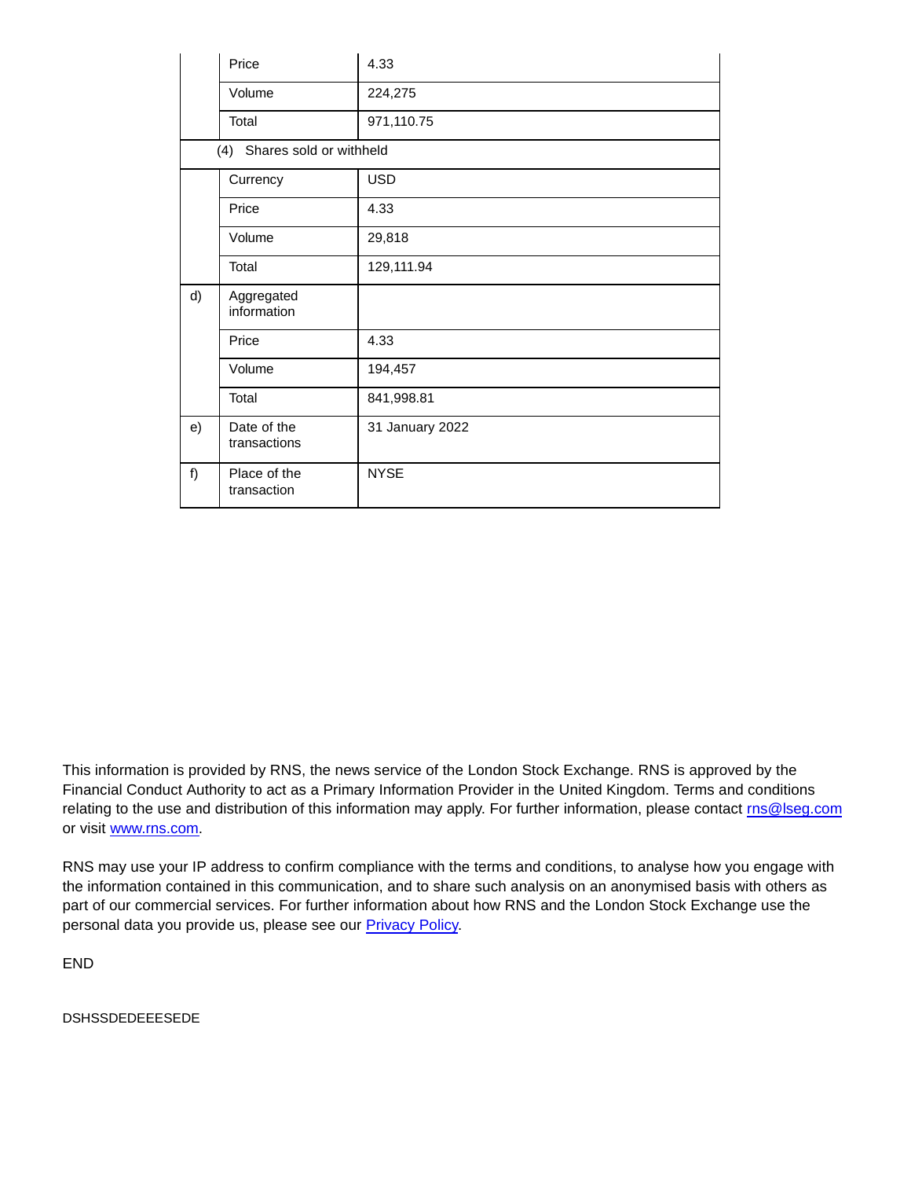| | | |
|---|---|---|
| | Price | 4.33 |
| | Volume | 224,275 |
| | Total | 971,110.75 |
| (4) Shares sold or withheld | | |
| | Currency | USD |
| | Price | 4.33 |
| | Volume | 29,818 |
| | Total | 129,111.94 |
| d) | Aggregated information | |
| | Price | 4.33 |
| | Volume | 194,457 |
| | Total | 841,998.81 |
| e) | Date of the transactions | 31 January 2022 |
| f) | Place of the transaction | NYSE |

This information is provided by RNS, the news service of the London Stock Exchange. RNS is approved by the Financial Conduct Authority to act as a Primary Information Provider in the United Kingdom. Terms and conditions relating to the use and distribution of this information may apply. For further information, please contact rns@lseg.com or visit www.rns.com.

RNS may use your IP address to confirm compliance with the terms and conditions, to analyse how you engage with the information contained in this communication, and to share such analysis on an anonymised basis with others as part of our commercial services. For further information about how RNS and the London Stock Exchange use the personal data you provide us, please see our Privacy Policy.

END

DSHSSDEDEEESEDE